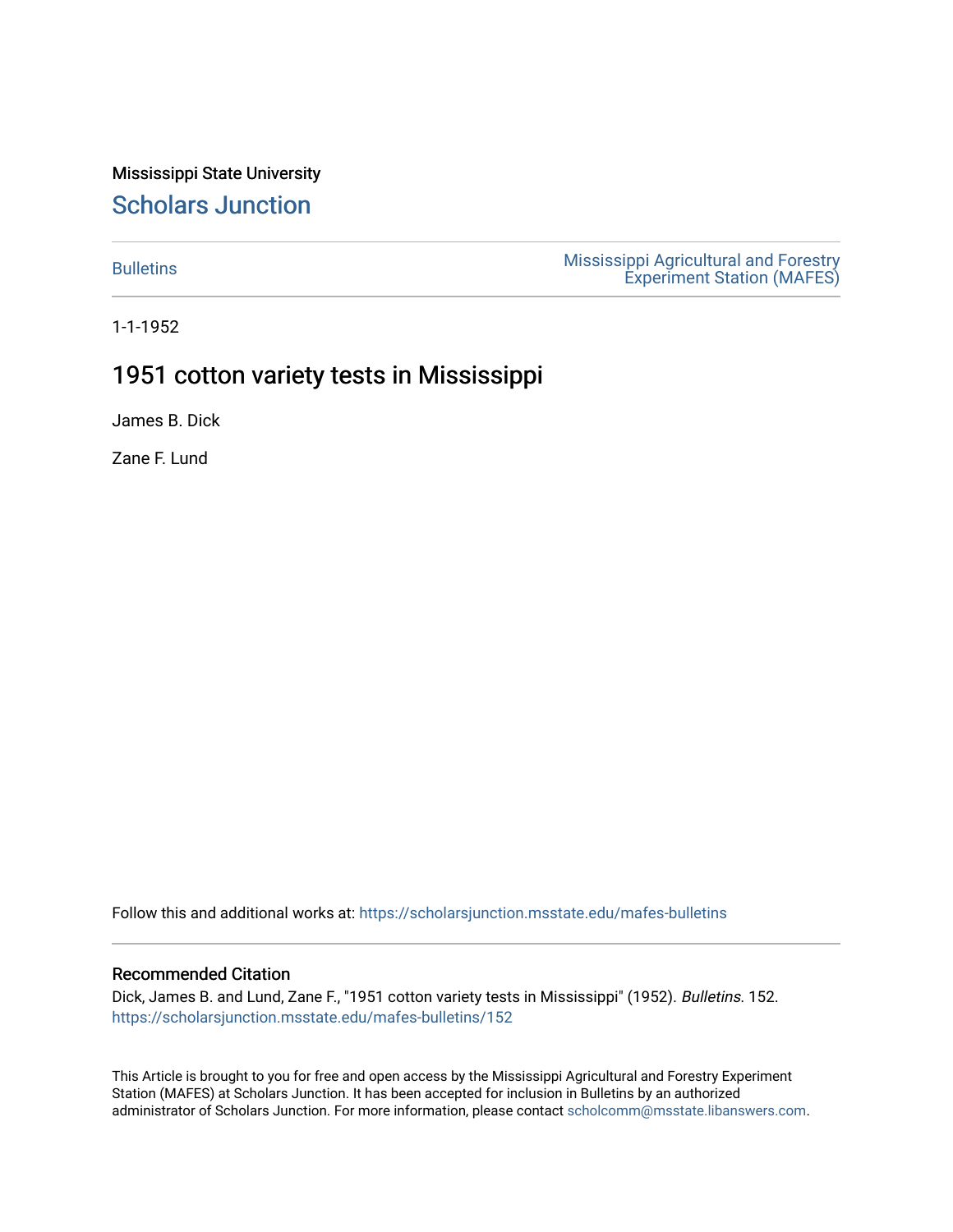Mississippi State University

# Scholars Junction

Bulletins

Mississippi Agricultural and Forestry Experiment Station (MAFES)

1-1-1952

## 1951 cotton variety tests in Mississippi

James B. Dick

Zane F. Lund

Follow this and additional works at: https://scholarsjunction.msstate.edu/mafes-bulletins

### Recommended Citation

Dick, James B. and Lund, Zane F., "1951 cotton variety tests in Mississippi" (1952). *Bulletins*. 152.
https://scholarsjunction.msstate.edu/mafes-bulletins/152

This Article is brought to you for free and open access by the Mississippi Agricultural and Forestry Experiment Station (MAFES) at Scholars Junction. It has been accepted for inclusion in Bulletins by an authorized administrator of Scholars Junction. For more information, please contact scholcomm@msstate.libanswers.com.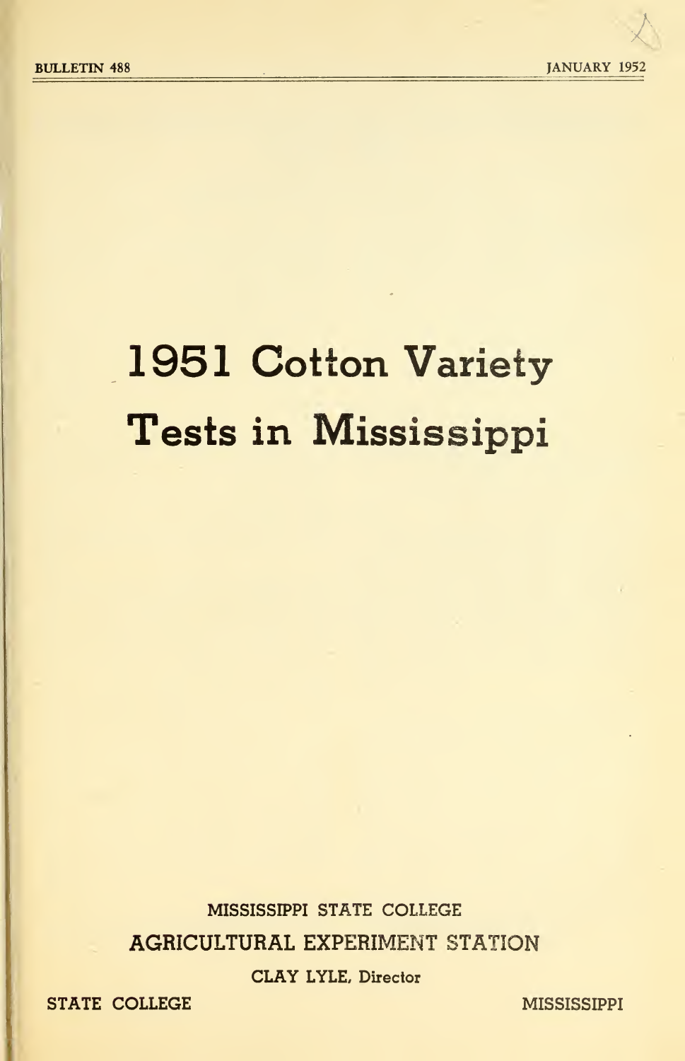BULLETIN 488

JANUARY 1952

# 1951 Cotton Variety Tests in Mississippi

MISSISSIPPI STATE COLLEGE

AGRICULTURAL EXPERIMENT STATION

CLAY LYLE, Director

STATE COLLEGE MISSISSIPPI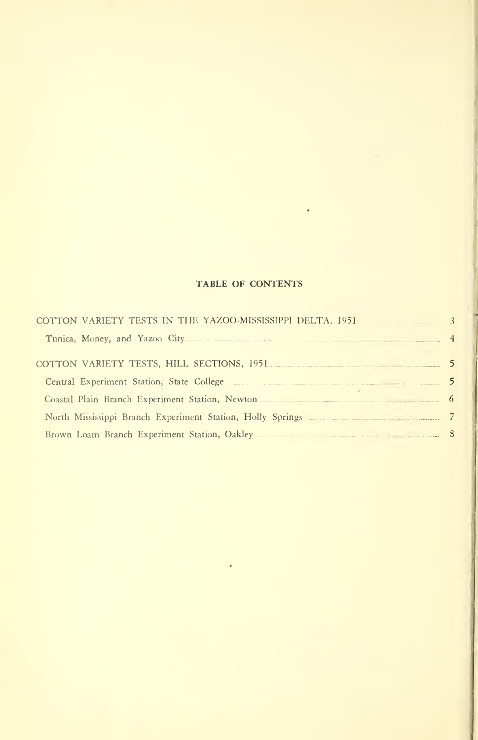# TABLE OF CONTENTS

COTTON VARIETY TESTS IN THE YAZOO-MISSISSIPPI DELTA, 1951 ..... 3

- Tunica, Money, and Yazoo City ..... 4

COTTON VARIETY TESTS, HILL SECTIONS, 1951 ..... 5

- Central Experiment Station, State College ..... 5
- Coastal Plain Branch Experiment Station, Newton ..... 6
- North Mississippi Branch Experiment Station, Holly Springs ..... 7
- Brown Loam Branch Experiment Station, Oakley ..... 8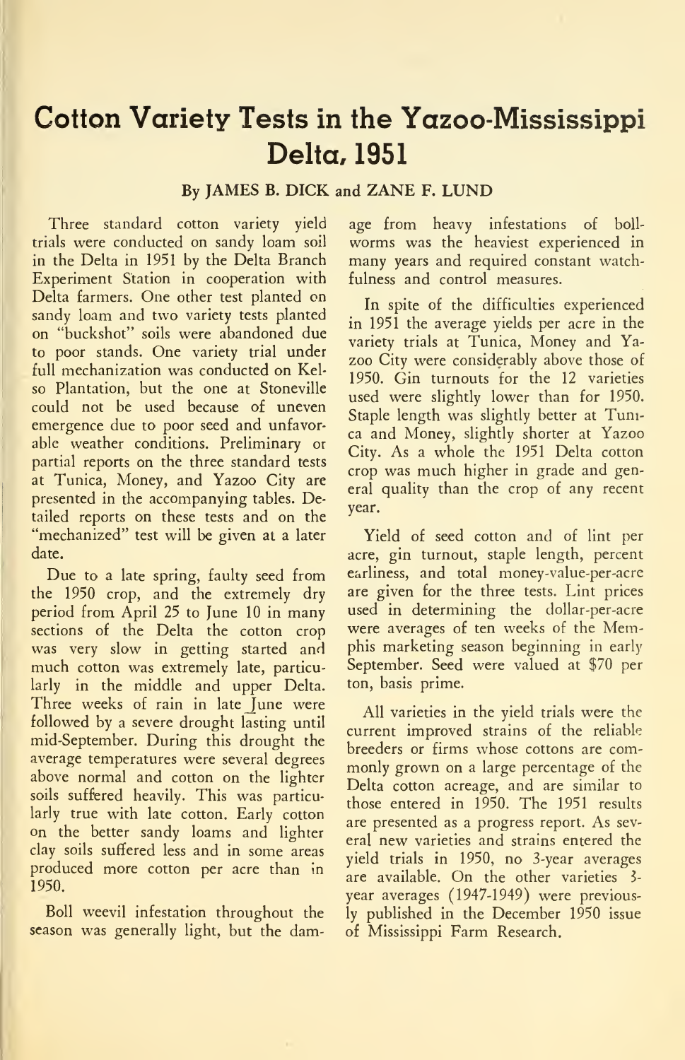# Cotton Variety Tests in the Yazoo-Mississippi Delta, 1951

**By JAMES B. DICK and ZANE F. LUND**

Three standard cotton variety yield trials were conducted on sandy loam soil in the Delta in 1951 by the Delta Branch Experiment Station in cooperation with Delta farmers. One other test planted on sandy loam and two variety tests planted on "buckshot" soils were abandoned due to poor stands. One variety trial under full mechanization was conducted on Kelso Plantation, but the one at Stoneville could not be used because of uneven emergence due to poor seed and unfavorable weather conditions. Preliminary or partial reports on the three standard tests at Tunica, Money, and Yazoo City are presented in the accompanying tables. Detailed reports on these tests and on the "mechanized" test will be given at a later date.

Due to a late spring, faulty seed from the 1950 crop, and the extremely dry period from April 25 to June 10 in many sections of the Delta the cotton crop was very slow in getting started and much cotton was extremely late, particularly in the middle and upper Delta. Three weeks of rain in late June were followed by a severe drought lasting until mid-September. During this drought the average temperatures were several degrees above normal and cotton on the lighter soils suffered heavily. This was particularly true with late cotton. Early cotton on the better sandy loams and lighter clay soils suffered less and in some areas produced more cotton per acre than in 1950.

Boll weevil infestation throughout the season was generally light, but the damage from heavy infestations of bollworms was the heaviest experienced in many years and required constant watchfulness and control measures.

In spite of the difficulties experienced in 1951 the average yields per acre in the variety trials at Tunica, Money and Yazoo City were considerably above those of 1950. Gin turnouts for the 12 varieties used were slightly lower than for 1950. Staple length was slightly better at Tunica and Money, slightly shorter at Yazoo City. As a whole the 1951 Delta cotton crop was much higher in grade and general quality than the crop of any recent year.

Yield of seed cotton and of lint per acre, gin turnout, staple length, percent earliness, and total money-value-per-acre are given for the three tests. Lint prices used in determining the dollar-per-acre were averages of ten weeks of the Memphis marketing season beginning in early September. Seed were valued at $70 per ton, basis prime.

All varieties in the yield trials were the current improved strains of the reliable breeders or firms whose cottons are commonly grown on a large percentage of the Delta cotton acreage, and are similar to those entered in 1950. The 1951 results are presented as a progress report. As several new varieties and strains entered the yield trials in 1950, no 3-year averages are available. On the other varieties 3-year averages (1947-1949) were previously published in the December 1950 issue of Mississippi Farm Research.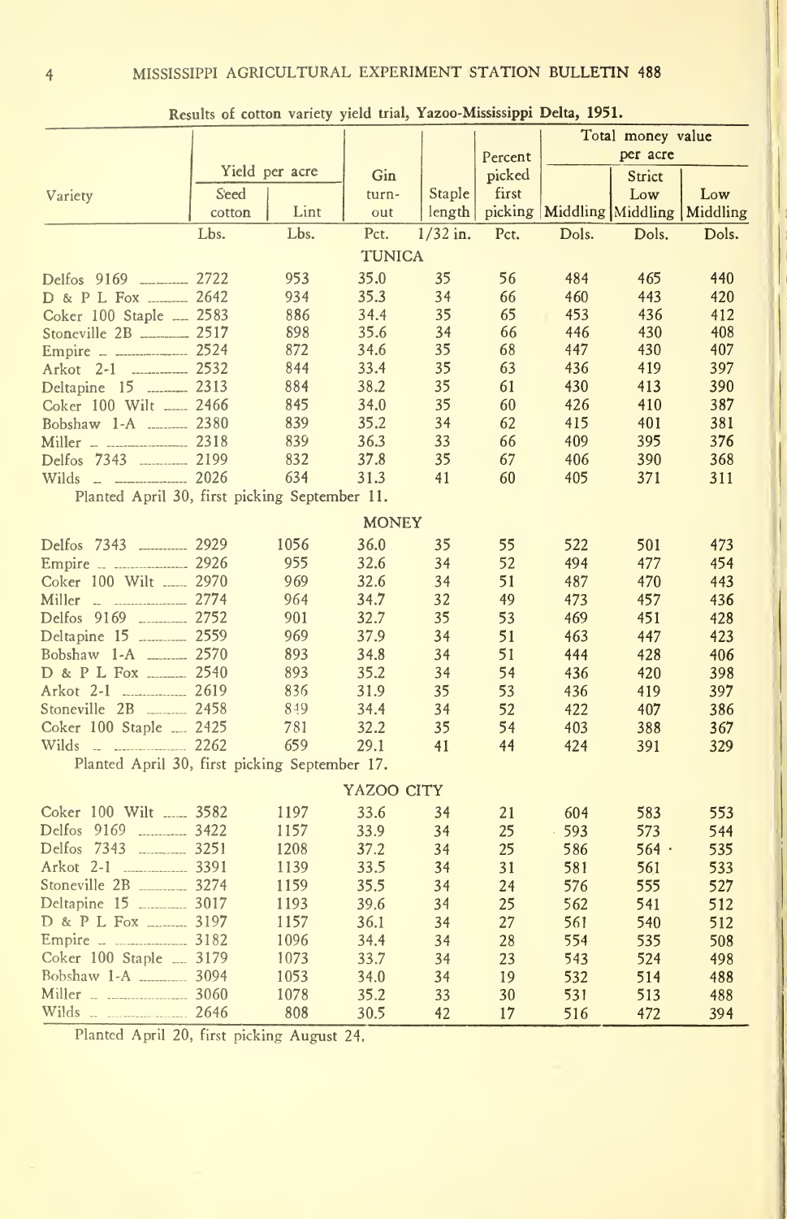Results of cotton variety yield trial, Yazoo-Mississippi Delta, 1951.

| Variety | Yield per acre | | Gin turn-out | Staple length | Percent picked first picking | Total money value per acre | | |
|---|---|---|---|---|---|---|---|---|
| | Seed cotton | Lint | | | | Middling | Strict Low Middling | Low Middling |
| | Lbs. | Lbs. | Pct. | 1/32 in. | Pct. | Dols. | Dols. | Dols. |
| **TUNICA** | | | | | | | | |
| Delfos 9169 | 2722 | 953 | 35.0 | 35 | 56 | 484 | 465 | 440 |
| D & P L Fox | 2642 | 934 | 35.3 | 34 | 66 | 460 | 443 | 420 |
| Coker 100 Staple | 2583 | 886 | 34.4 | 35 | 65 | 453 | 436 | 412 |
| Stoneville 2B | 2517 | 898 | 35.6 | 34 | 66 | 446 | 430 | 408 |
| Empire | 2524 | 872 | 34.6 | 35 | 68 | 447 | 430 | 407 |
| Arkot 2-1 | 2532 | 844 | 33.4 | 35 | 63 | 436 | 419 | 397 |
| Deltapine 15 | 2313 | 884 | 38.2 | 35 | 61 | 430 | 413 | 390 |
| Coker 100 Wilt | 2466 | 845 | 34.0 | 35 | 60 | 426 | 410 | 387 |
| Bobshaw 1-A | 2380 | 839 | 35.2 | 34 | 62 | 415 | 401 | 381 |
| Miller | 2318 | 839 | 36.3 | 33 | 66 | 409 | 395 | 376 |
| Delfos 7343 | 2199 | 832 | 37.8 | 35 | 67 | 406 | 390 | 368 |
| Wilds | 2026 | 634 | 31.3 | 41 | 60 | 405 | 371 | 311 |
| Planted April 30, first picking September 11. | | | | | | | | |
| **MONEY** | | | | | | | | |
| Delfos 7343 | 2929 | 1056 | 36.0 | 35 | 55 | 522 | 501 | 473 |
| Empire | 2926 | 955 | 32.6 | 34 | 52 | 494 | 477 | 454 |
| Coker 100 Wilt | 2970 | 969 | 32.6 | 34 | 51 | 487 | 470 | 443 |
| Miller | 2774 | 964 | 34.7 | 32 | 49 | 473 | 457 | 436 |
| Delfos 9169 | 2752 | 901 | 32.7 | 35 | 53 | 469 | 451 | 428 |
| Deltapine 15 | 2559 | 969 | 37.9 | 34 | 51 | 463 | 447 | 423 |
| Bobshaw 1-A | 2570 | 893 | 34.8 | 34 | 51 | 444 | 428 | 406 |
| D & P L Fox | 2540 | 893 | 35.2 | 34 | 54 | 436 | 420 | 398 |
| Arkot 2-1 | 2619 | 836 | 31.9 | 35 | 53 | 436 | 419 | 397 |
| Stoneville 2B | 2458 | 849 | 34.4 | 34 | 52 | 422 | 407 | 386 |
| Coker 100 Staple | 2425 | 781 | 32.2 | 35 | 54 | 403 | 388 | 367 |
| Wilds | 2262 | 659 | 29.1 | 41 | 44 | 424 | 391 | 329 |
| Planted April 30, first picking September 17. | | | | | | | | |
| **YAZOO CITY** | | | | | | | | |
| Coker 100 Wilt | 3582 | 1197 | 33.6 | 34 | 21 | 604 | 583 | 553 |
| Delfos 9169 | 3422 | 1157 | 33.9 | 34 | 25 | 593 | 573 | 544 |
| Delfos 7343 | 3251 | 1208 | 37.2 | 34 | 25 | 586 | 564 | 535 |
| Arkot 2-1 | 3391 | 1139 | 33.5 | 34 | 31 | 581 | 561 | 533 |
| Stoneville 2B | 3274 | 1159 | 35.5 | 34 | 24 | 576 | 555 | 527 |
| Deltapine 15 | 3017 | 1193 | 39.6 | 34 | 25 | 562 | 541 | 512 |
| D & P L Fox | 3197 | 1157 | 36.1 | 34 | 27 | 561 | 540 | 512 |
| Empire | 3182 | 1096 | 34.4 | 34 | 28 | 554 | 535 | 508 |
| Coker 100 Staple | 3179 | 1073 | 33.7 | 34 | 23 | 543 | 524 | 498 |
| Bobshaw 1-A | 3094 | 1053 | 34.0 | 34 | 19 | 532 | 514 | 488 |
| Miller | 3060 | 1078 | 35.2 | 33 | 30 | 531 | 513 | 488 |
| Wilds | 2646 | 808 | 30.5 | 42 | 17 | 516 | 472 | 394 |
| Planted April 20, first picking August 24. | | | | | | | | |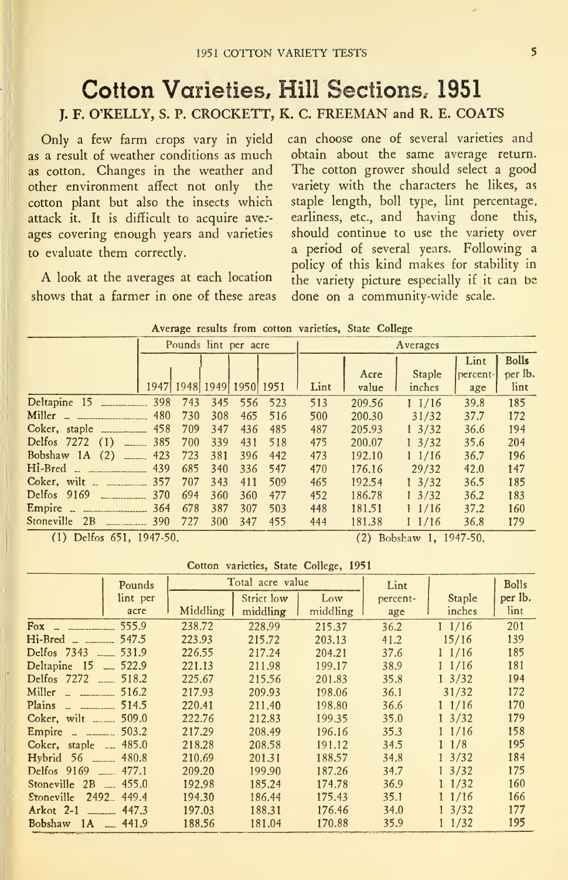# Cotton Varieties, Hill Sections, 1951

**J. F. O'KELLY, S. P. CROCKETT, K. C. FREEMAN and R. E. COATS**

Only a few farm crops vary in yield as a result of weather conditions as much as cotton. Changes in the weather and other environment affect not only the cotton plant but also the insects which attack it. It is difficult to acquire averages covering enough years and varieties to evaluate them correctly.

A look at the averages at each location shows that a farmer in one of these areas can choose one of several varieties and obtain about the same average return. The cotton grower should select a good variety with the characters he likes, as staple length, boll type, lint percentage, earliness, etc., and having done this, should continue to use the variety over a period of several years. Following a policy of this kind makes for stability in the variety picture especially if it can be done on a community-wide scale.

Average results from cotton varieties, State College

| | Pounds lint per acre | | | | | Averages | | | | |
|---|---|---|---|---|---|---|---|---|---|---|
| | 1947 | 1948 | 1949 | 1950 | 1951 | Lint | Acre value | Staple inches | Lint percentage | Bolls per lb. lint |
| Deltapine 15 | 398 | 743 | 345 | 556 | 523 | 513 | 209.56 | 1 1/16 | 39.8 | 185 |
| Miller | 480 | 730 | 308 | 465 | 516 | 500 | 200.30 | 31/32 | 37.7 | 172 |
| Coker, staple | 458 | 709 | 347 | 436 | 485 | 487 | 205.93 | 1 3/32 | 36.6 | 194 |
| Delfos 7272 (1) | 385 | 700 | 339 | 431 | 518 | 475 | 200.07 | 1 3/32 | 35.6 | 204 |
| Bobshaw 1A (2) | 423 | 723 | 381 | 396 | 442 | 473 | 192.10 | 1 1/16 | 36.7 | 196 |
| Hi-Bred | 439 | 685 | 340 | 336 | 547 | 470 | 176.16 | 29/32 | 42.0 | 147 |
| Coker, wilt | 357 | 707 | 343 | 411 | 509 | 465 | 192.54 | 1 3/32 | 36.5 | 185 |
| Delfos 9169 | 370 | 694 | 360 | 360 | 477 | 452 | 186.78 | 1 3/32 | 36.2 | 183 |
| Empire | 364 | 678 | 387 | 307 | 503 | 448 | 181.51 | 1 1/16 | 37.2 | 160 |
| Stoneville 2B | 390 | 727 | 300 | 347 | 455 | 444 | 181.38 | 1 1/16 | 36.8 | 179 |

(1) Delfos 651, 1947-50. (2) Bobshaw 1, 1947-50.

Cotton varieties, State College, 1951

| | Pounds lint per acre | Total acre value | | | Lint percentage | Staple inches | Bolls per lb. lint |
|---|---|---|---|---|---|---|---|
| | | Middling | Strict low middling | Low middling | | | |
| Fox | 555.9 | 238.72 | 228.99 | 215.37 | 36.2 | 1 1/16 | 201 |
| Hi-Bred | 547.5 | 223.93 | 215.72 | 203.13 | 41.2 | 15/16 | 139 |
| Delfos 7343 | 531.9 | 226.55 | 217.24 | 204.21 | 37.6 | 1 1/16 | 185 |
| Deltapine 15 | 522.9 | 221.13 | 211.98 | 199.17 | 38.9 | 1 1/16 | 181 |
| Delfos 7272 | 518.2 | 225.67 | 215.56 | 201.83 | 35.8 | 1 3/32 | 194 |
| Miller | 516.2 | 217.93 | 209.93 | 198.06 | 36.1 | 31/32 | 172 |
| Plains | 514.5 | 220.41 | 211.40 | 198.80 | 36.6 | 1 1/16 | 170 |
| Coker, wilt | 509.0 | 222.76 | 212.83 | 199.35 | 35.0 | 1 3/32 | 179 |
| Empire | 503.2 | 217.29 | 208.49 | 196.16 | 35.3 | 1 1/16 | 158 |
| Coker, staple | 485.0 | 218.28 | 208.58 | 191.12 | 34.5 | 1 1/8 | 195 |
| Hybrid 56 | 480.8 | 210.69 | 201.31 | 188.57 | 34.8 | 1 3/32 | 184 |
| Delfos 9169 | 477.1 | 209.20 | 199.90 | 187.26 | 34.7 | 1 3/32 | 175 |
| Stoneville 2B | 455.0 | 192.98 | 185.24 | 174.78 | 36.9 | 1 1/32 | 160 |
| Stoneville 2492 | 449.4 | 194.30 | 186.44 | 175.43 | 35.1 | 1 1/16 | 166 |
| Arkot 2-1 | 447.3 | 197.03 | 188.31 | 176.46 | 34.0 | 1 3/32 | 177 |
| Bobshaw 1A | 441.9 | 188.56 | 181.04 | 170.88 | 35.9 | 1 1/32 | 195 |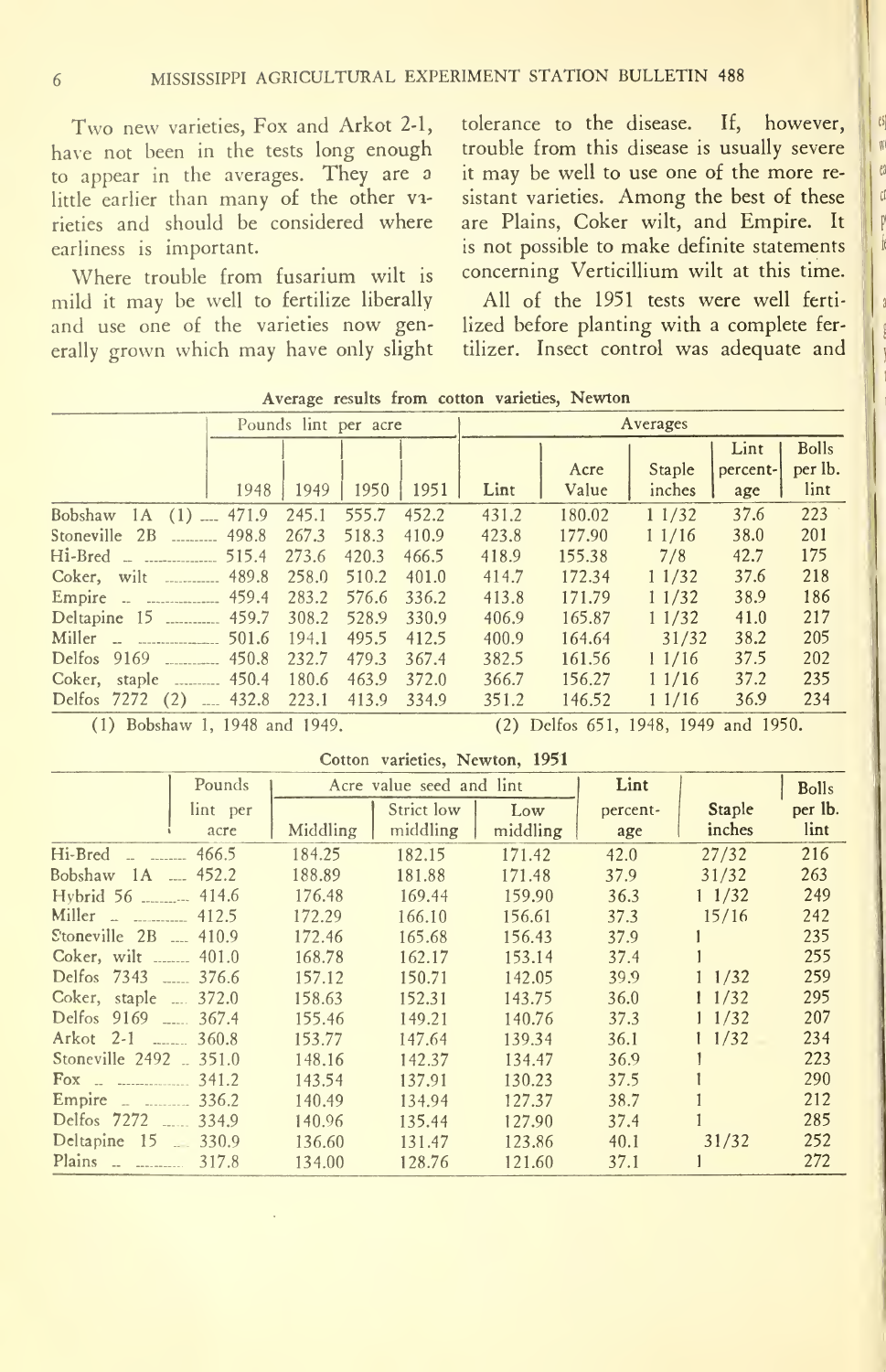Two new varieties, Fox and Arkot 2-1, have not been in the tests long enough to appear in the averages. They are a little earlier than many of the other varieties and should be considered where earliness is important.

Where trouble from fusarium wilt is mild it may be well to fertilize liberally and use one of the varieties now generally grown which may have only slight tolerance to the disease. If, however, trouble from this disease is usually severe it may be well to use one of the more resistant varieties. Among the best of these are Plains, Coker wilt, and Empire. It is not possible to make definite statements concerning Verticillium wilt at this time.

All of the 1951 tests were well fertilized before planting with a complete fertilizer. Insect control was adequate and

**Average results from cotton varieties, Newton**

| | Pounds lint per acre | | | | Averages | | | | |
|---|---|---|---|---|---|---|---|---|---|
| | 1948 | 1949 | 1950 | 1951 | Lint | Acre Value | Staple inches | Lint percent-age | Bolls per lb. lint |
| Bobshaw 1A (1) | 471.9 | 245.1 | 555.7 | 452.2 | 431.2 | 180.02 | 1 1/32 | 37.6 | 223 |
| Stoneville 2B | 498.8 | 267.3 | 518.3 | 410.9 | 423.8 | 177.90 | 1 1/16 | 38.0 | 201 |
| Hi-Bred | 515.4 | 273.6 | 420.3 | 466.5 | 418.9 | 155.38 | 7/8 | 42.7 | 175 |
| Coker, wilt | 489.8 | 258.0 | 510.2 | 401.0 | 414.7 | 172.34 | 1 1/32 | 37.6 | 218 |
| Empire | 459.4 | 283.2 | 576.6 | 336.2 | 413.8 | 171.79 | 1 1/32 | 38.9 | 186 |
| Deltapine 15 | 459.7 | 308.2 | 528.9 | 330.9 | 406.9 | 165.87 | 1 1/32 | 41.0 | 217 |
| Miller | 501.6 | 194.1 | 495.5 | 412.5 | 400.9 | 164.64 | 31/32 | 38.2 | 205 |
| Delfos 9169 | 450.8 | 232.7 | 479.3 | 367.4 | 382.5 | 161.56 | 1 1/16 | 37.5 | 202 |
| Coker, staple | 450.4 | 180.6 | 463.9 | 372.0 | 366.7 | 156.27 | 1 1/16 | 37.2 | 235 |
| Delfos 7272 (2) | 432.8 | 223.1 | 413.9 | 334.9 | 351.2 | 146.52 | 1 1/16 | 36.9 | 234 |

(1) Bobshaw 1, 1948 and 1949. (2) Delfos 651, 1948, 1949 and 1950.

**Cotton varieties, Newton, 1951**

| | Pounds lint per acre | Acre value seed and lint | | | Lint percent-age | Staple inches | Bolls per lb. lint |
|---|---|---|---|---|---|---|---|
| | | Middling | Strict low middling | Low middling | | | |
| Hi-Bred | 466.5 | 184.25 | 182.15 | 171.42 | 42.0 | 27/32 | 216 |
| Bobshaw 1A | 452.2 | 188.89 | 181.88 | 171.48 | 37.9 | 31/32 | 263 |
| Hybrid 56 | 414.6 | 176.48 | 169.44 | 159.90 | 36.3 | 1 1/32 | 249 |
| Miller | 412.5 | 172.29 | 166.10 | 156.61 | 37.3 | 15/16 | 242 |
| Stoneville 2B | 410.9 | 172.46 | 165.68 | 156.43 | 37.9 | 1 | 235 |
| Coker, wilt | 401.0 | 168.78 | 162.17 | 153.14 | 37.4 | 1 | 255 |
| Delfos 7343 | 376.6 | 157.12 | 150.71 | 142.05 | 39.9 | 1 1/32 | 259 |
| Coker, staple | 372.0 | 158.63 | 152.31 | 143.75 | 36.0 | 1 1/32 | 295 |
| Delfos 9169 | 367.4 | 155.46 | 149.21 | 140.76 | 37.3 | 1 1/32 | 207 |
| Arkot 2-1 | 360.8 | 153.77 | 147.64 | 139.34 | 36.1 | 1 1/32 | 234 |
| Stoneville 2492 | 351.0 | 148.16 | 142.37 | 134.47 | 36.9 | 1 | 223 |
| Fox | 341.2 | 143.54 | 137.91 | 130.23 | 37.5 | 1 | 290 |
| Empire | 336.2 | 140.49 | 134.94 | 127.37 | 38.7 | 1 | 212 |
| Delfos 7272 | 334.9 | 140.96 | 135.44 | 127.90 | 37.4 | 1 | 285 |
| Deltapine 15 | 330.9 | 136.60 | 131.47 | 123.86 | 40.1 | 31/32 | 252 |
| Plains | 317.8 | 134.00 | 128.76 | 121.60 | 37.1 | 1 | 272 |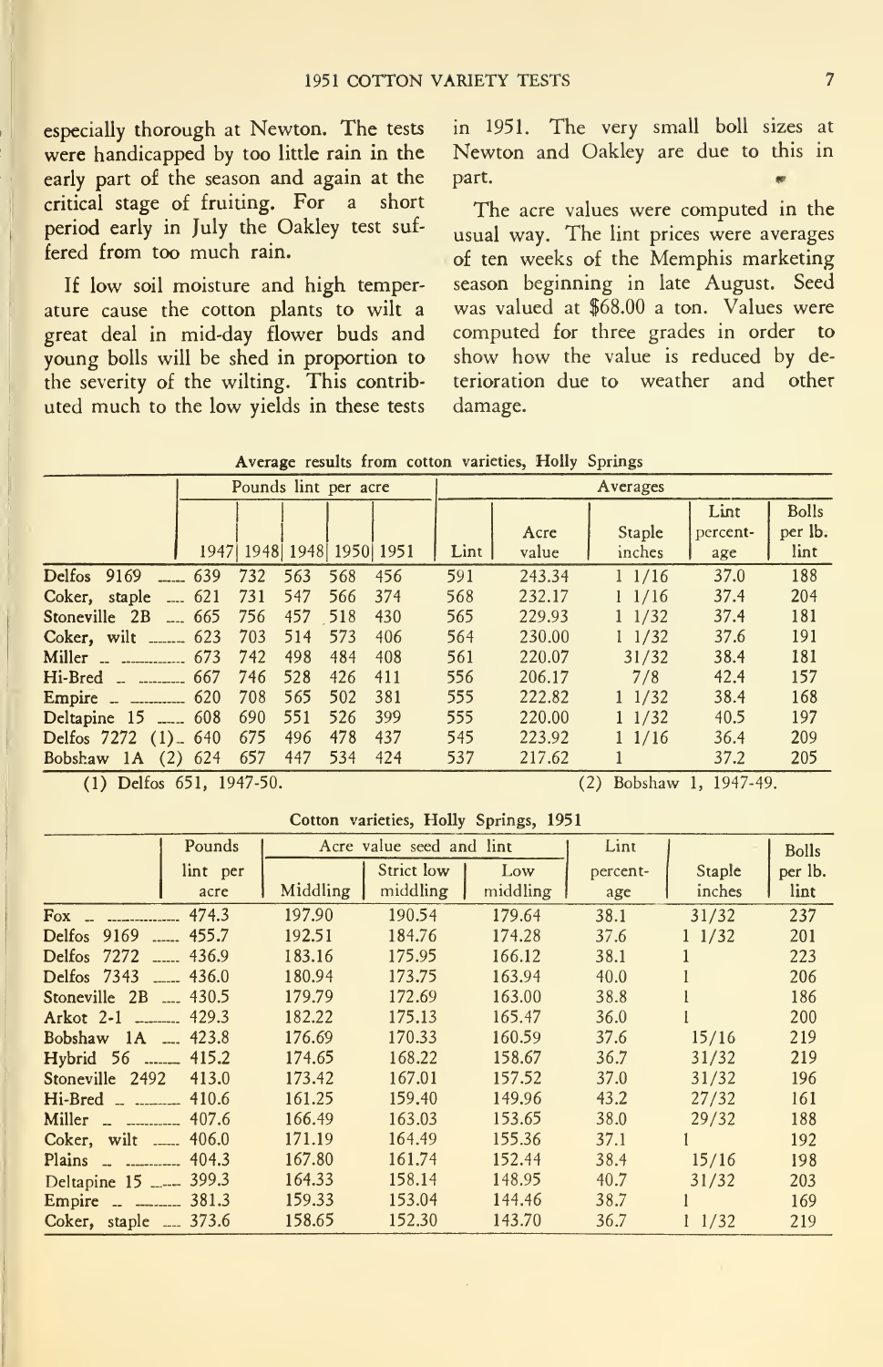especially thorough at Newton. The tests were handicapped by too little rain in the early part of the season and again at the critical stage of fruiting. For a short period early in July the Oakley test suffered from too much rain.

If low soil moisture and high temperature cause the cotton plants to wilt a great deal in mid-day flower buds and young bolls will be shed in proportion to the severity of the wilting. This contributed much to the low yields in these tests in 1951. The very small boll sizes at Newton and Oakley are due to this in part.

The acre values were computed in the usual way. The lint prices were averages of ten weeks of the Memphis marketing season beginning in late August. Seed was valued at $68.00 a ton. Values were computed for three grades in order to show how the value is reduced by deterioration due to weather and other damage.

**Average results from cotton varieties, Holly Springs**

| | Pounds lint per acre | | | | | Averages | | | | |
|---|---|---|---|---|---|---|---|---|---|---|
| | 1947 | 1948 | 1948 | 1950 | 1951 | Lint | Acre value | Staple inches | Lint percentage | Bolls per lb. lint |
| Delfos 9169 | 639 | 732 | 563 | 568 | 456 | 591 | 243.34 | 1 1/16 | 37.0 | 188 |
| Coker, staple | 621 | 731 | 547 | 566 | 374 | 568 | 232.17 | 1 1/16 | 37.4 | 204 |
| Stoneville 2B | 665 | 756 | 457 | 518 | 430 | 565 | 229.93 | 1 1/32 | 37.4 | 181 |
| Coker, wilt | 623 | 703 | 514 | 573 | 406 | 564 | 230.00 | 1 1/32 | 37.6 | 191 |
| Miller | 673 | 742 | 498 | 484 | 408 | 561 | 220.07 | 31/32 | 38.4 | 181 |
| Hi-Bred | 667 | 746 | 528 | 426 | 411 | 556 | 206.17 | 7/8 | 42.4 | 157 |
| Empire | 620 | 708 | 565 | 502 | 381 | 555 | 222.82 | 1 1/32 | 38.4 | 168 |
| Deltapine 15 | 608 | 690 | 551 | 526 | 399 | 555 | 220.00 | 1 1/32 | 40.5 | 197 |
| Delfos 7272 (1) | 640 | 675 | 496 | 478 | 437 | 545 | 223.92 | 1 1/16 | 36.4 | 209 |
| Bobshaw 1A (2) | 624 | 657 | 447 | 534 | 424 | 537 | 217.62 | 1 | 37.2 | 205 |

(1) Delfos 651, 1947-50. (2) Bobshaw 1, 1947-49.

**Cotton varieties, Holly Springs, 1951**

| | Pounds lint per acre | Acre value seed and lint | | | Lint percentage | Staple inches | Bolls per lb. lint |
|---|---|---|---|---|---|---|---|
| | | Middling | Strict low middling | Low middling | | | |
| Fox | 474.3 | 197.90 | 190.54 | 179.64 | 38.1 | 31/32 | 237 |
| Delfos 9169 | 455.7 | 192.51 | 184.76 | 174.28 | 37.6 | 1 1/32 | 201 |
| Delfos 7272 | 436.9 | 183.16 | 175.95 | 166.12 | 38.1 | 1 | 223 |
| Delfos 7343 | 436.0 | 180.94 | 173.75 | 163.94 | 40.0 | 1 | 206 |
| Stoneville 2B | 430.5 | 179.79 | 172.69 | 163.00 | 38.8 | 1 | 186 |
| Arkot 2-1 | 429.3 | 182.22 | 175.13 | 165.47 | 36.0 | 1 | 200 |
| Bobshaw 1A | 423.8 | 176.69 | 170.33 | 160.59 | 37.6 | 15/16 | 219 |
| Hybrid 56 | 415.2 | 174.65 | 168.22 | 158.67 | 36.7 | 31/32 | 219 |
| Stoneville 2492 | 413.0 | 173.42 | 167.01 | 157.52 | 37.0 | 31/32 | 196 |
| Hi-Bred | 410.6 | 161.25 | 159.40 | 149.96 | 43.2 | 27/32 | 161 |
| Miller | 407.6 | 166.49 | 163.03 | 153.65 | 38.0 | 29/32 | 188 |
| Coker, wilt | 406.0 | 171.19 | 164.49 | 155.36 | 37.1 | 1 | 192 |
| Plains | 404.3 | 167.80 | 161.74 | 152.44 | 38.4 | 15/16 | 198 |
| Deltapine 15 | 399.3 | 164.33 | 158.14 | 148.95 | 40.7 | 31/32 | 203 |
| Empire | 381.3 | 159.33 | 153.04 | 144.46 | 38.7 | 1 | 169 |
| Coker, staple | 373.6 | 158.65 | 152.30 | 143.70 | 36.7 | 1 1/32 | 219 |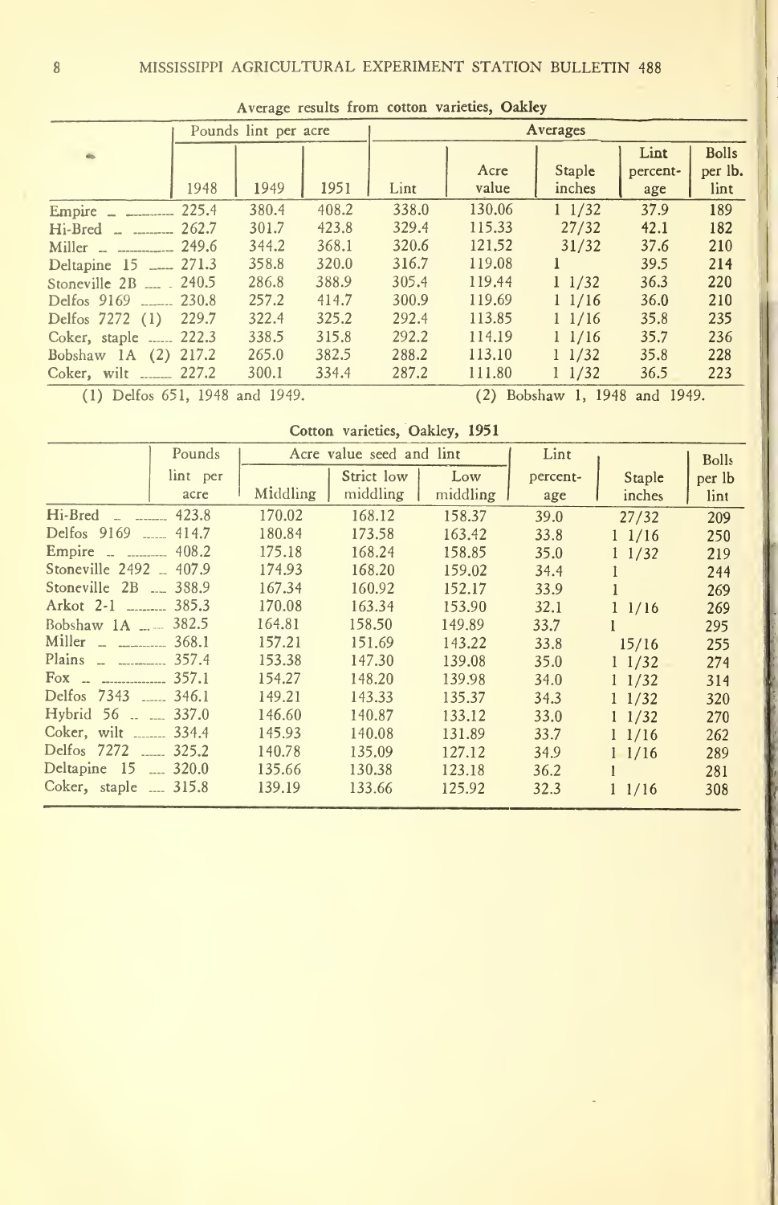Average results from cotton varieties, Oakley

| | Pounds lint per acre | | | Averages | | | | |
|---|---|---|---|---|---|---|---|---|
| | 1948 | 1949 | 1951 | Lint | Acre value | Staple inches | Lint percent-age | Bolls per lb. lint |
| Empire | 225.4 | 380.4 | 408.2 | 338.0 | 130.06 | 1 1/32 | 37.9 | 189 |
| Hi-Bred | 262.7 | 301.7 | 423.8 | 329.4 | 115.33 | 27/32 | 42.1 | 182 |
| Miller | 249.6 | 344.2 | 368.1 | 320.6 | 121.52 | 31/32 | 37.6 | 210 |
| Deltapine 15 | 271.3 | 358.8 | 320.0 | 316.7 | 119.08 | 1 | 39.5 | 214 |
| Stoneville 2B | 240.5 | 286.8 | 388.9 | 305.4 | 119.44 | 1 1/32 | 36.3 | 220 |
| Delfos 9169 | 230.8 | 257.2 | 414.7 | 300.9 | 119.69 | 1 1/16 | 36.0 | 210 |
| Delfos 7272 (1) | 229.7 | 322.4 | 325.2 | 292.4 | 113.85 | 1 1/16 | 35.8 | 235 |
| Coker, staple | 222.3 | 338.5 | 315.8 | 292.2 | 114.19 | 1 1/16 | 35.7 | 236 |
| Bobshaw 1A (2) | 217.2 | 265.0 | 382.5 | 288.2 | 113.10 | 1 1/32 | 35.8 | 228 |
| Coker, wilt | 227.2 | 300.1 | 334.4 | 287.2 | 111.80 | 1 1/32 | 36.5 | 223 |

(1) Delfos 651, 1948 and 1949. (2) Bobshaw 1, 1948 and 1949.

Cotton varieties, Oakley, 1951

| | Pounds lint per acre | Acre value seed and lint | | | Lint percent-age | Staple inches | Bolls per lb lint |
|---|---|---|---|---|---|---|---|
| | | Middling | Strict low middling | Low middling | | | |
| Hi-Bred | 423.8 | 170.02 | 168.12 | 158.37 | 39.0 | 27/32 | 209 |
| Delfos 9169 | 414.7 | 180.84 | 173.58 | 163.42 | 33.8 | 1 1/16 | 250 |
| Empire | 408.2 | 175.18 | 168.24 | 158.85 | 35.0 | 1 1/32 | 219 |
| Stoneville 2492 | 407.9 | 174.93 | 168.20 | 159.02 | 34.4 | 1 | 244 |
| Stoneville 2B | 388.9 | 167.34 | 160.92 | 152.17 | 33.9 | 1 | 269 |
| Arkot 2-1 | 385.3 | 170.08 | 163.34 | 153.90 | 32.1 | 1 1/16 | 269 |
| Bobshaw 1A | 382.5 | 164.81 | 158.50 | 149.89 | 33.7 | 1 | 295 |
| Miller | 368.1 | 157.21 | 151.69 | 143.22 | 33.8 | 15/16 | 255 |
| Plains | 357.4 | 153.38 | 147.30 | 139.08 | 35.0 | 1 1/32 | 274 |
| Fox | 357.1 | 154.27 | 148.20 | 139.98 | 34.0 | 1 1/32 | 314 |
| Delfos 7343 | 346.1 | 149.21 | 143.33 | 135.37 | 34.3 | 1 1/32 | 320 |
| Hybrid 56 | 337.0 | 146.60 | 140.87 | 133.12 | 33.0 | 1 1/32 | 270 |
| Coker, wilt | 334.4 | 145.93 | 140.08 | 131.89 | 33.7 | 1 1/16 | 262 |
| Delfos 7272 | 325.2 | 140.78 | 135.09 | 127.12 | 34.9 | 1 1/16 | 289 |
| Deltapine 15 | 320.0 | 135.66 | 130.38 | 123.18 | 36.2 | 1 | 281 |
| Coker, staple | 315.8 | 139.19 | 133.66 | 125.92 | 32.3 | 1 1/16 | 308 |